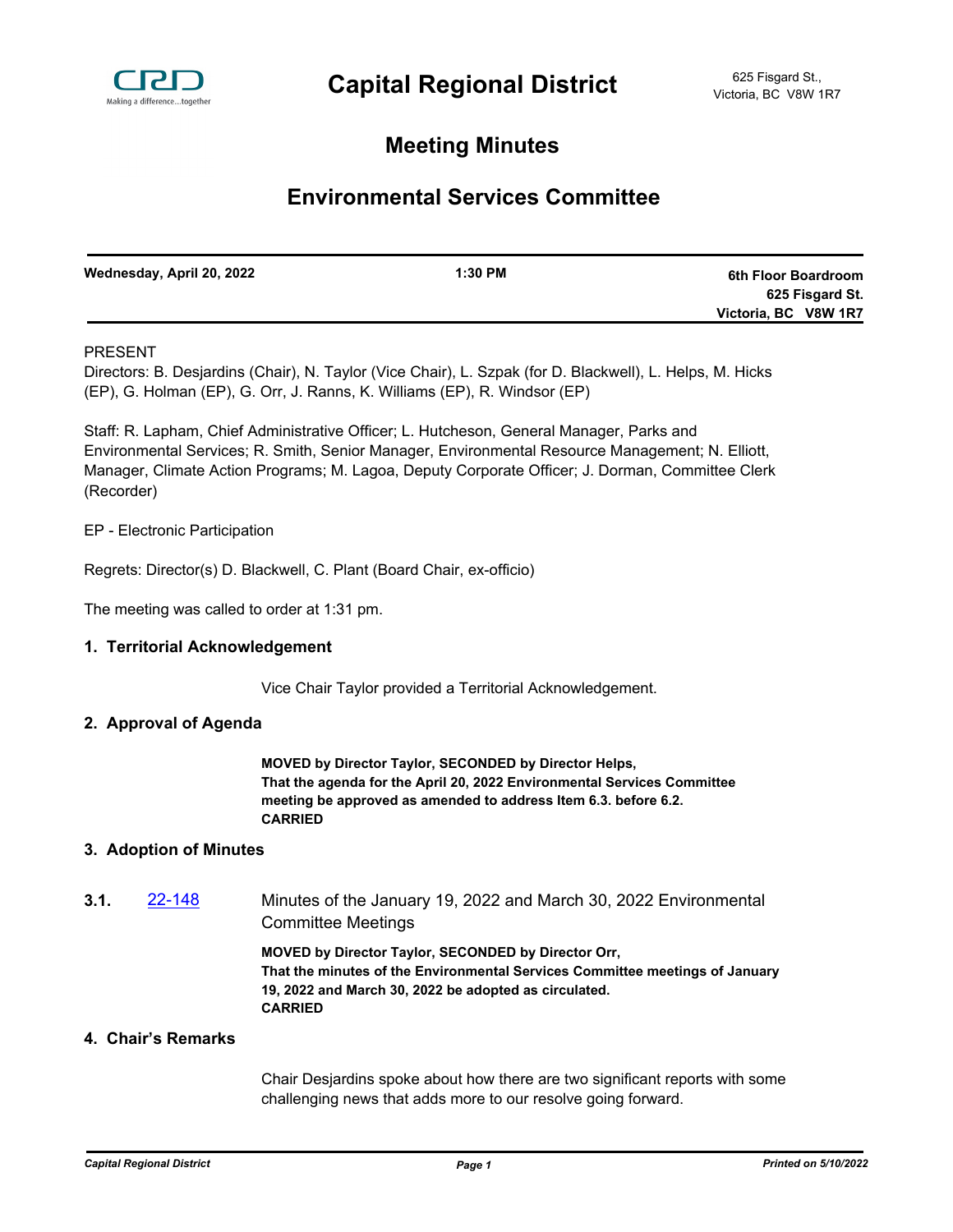Capital Regional District

625 Fisgard St.,
Victoria, BC V8W 1R7

# Meeting Minutes

## Environmental Services Committee

| Wednesday, April 20, 2022 | 1:30 PM | 6th Floor Boardroom 625 Fisgard St. Victoria, BC V8W 1R7 |
|---|---|---|

PRESENT

Directors: B. Desjardins (Chair), N. Taylor (Vice Chair), L. Szpak (for D. Blackwell), L. Helps, M. Hicks (EP), G. Holman (EP), G. Orr, J. Ranns, K. Williams (EP), R. Windsor (EP)

Staff: R. Lapham, Chief Administrative Officer; L. Hutcheson, General Manager, Parks and Environmental Services; R. Smith, Senior Manager, Environmental Resource Management; N. Elliott, Manager, Climate Action Programs; M. Lagoa, Deputy Corporate Officer; J. Dorman, Committee Clerk (Recorder)

EP - Electronic Participation

Regrets: Director(s) D. Blackwell, C. Plant (Board Chair, ex-officio)

The meeting was called to order at 1:31 pm.

### 1. Territorial Acknowledgement

Vice Chair Taylor provided a Territorial Acknowledgement.

### 2. Approval of Agenda

**MOVED by Director Taylor, SECONDED by Director Helps,**
**That the agenda for the April 20, 2022 Environmental Services Committee meeting be approved as amended to address Item 6.3. before 6.2.**
**CARRIED**

### 3. Adoption of Minutes

**3.1.** 22-148 Minutes of the January 19, 2022 and March 30, 2022 Environmental Committee Meetings

**MOVED by Director Taylor, SECONDED by Director Orr,**
**That the minutes of the Environmental Services Committee meetings of January 19, 2022 and March 30, 2022 be adopted as circulated.**
**CARRIED**

### 4. Chair's Remarks

Chair Desjardins spoke about how there are two significant reports with some challenging news that adds more to our resolve going forward.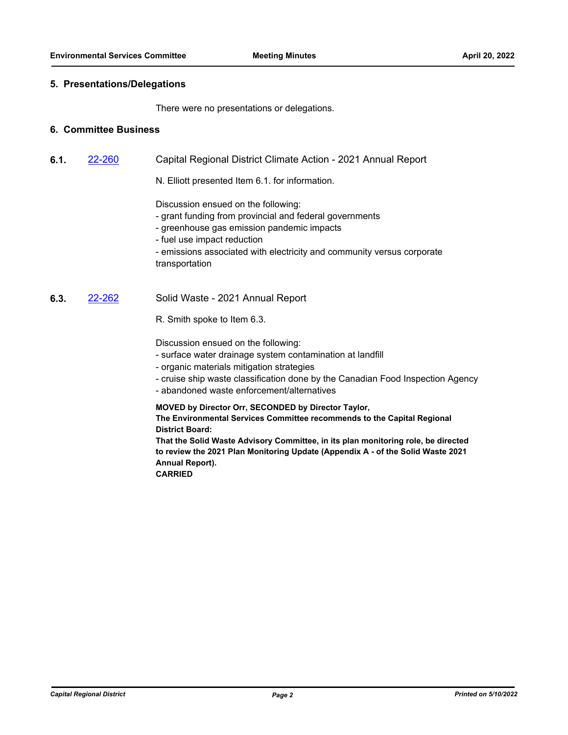## 5. Presentations/Delegations

There were no presentations or delegations.

## 6. Committee Business

### 6.1. [22-260](22-260) Capital Regional District Climate Action - 2021 Annual Report

N. Elliott presented Item 6.1. for information.

Discussion ensued on the following:
- grant funding from provincial and federal governments
- greenhouse gas emission pandemic impacts
- fuel use impact reduction
- emissions associated with electricity and community versus corporate transportation

### 6.3. [22-262](22-262) Solid Waste - 2021 Annual Report

R. Smith spoke to Item 6.3.

Discussion ensued on the following:
- surface water drainage system contamination at landfill
- organic materials mitigation strategies
- cruise ship waste classification done by the Canadian Food Inspection Agency
- abandoned waste enforcement/alternatives

**MOVED by Director Orr, SECONDED by Director Taylor,**
**The Environmental Services Committee recommends to the Capital Regional District Board:**
**That the Solid Waste Advisory Committee, in its plan monitoring role, be directed to review the 2021 Plan Monitoring Update (Appendix A - of the Solid Waste 2021 Annual Report).**
**CARRIED**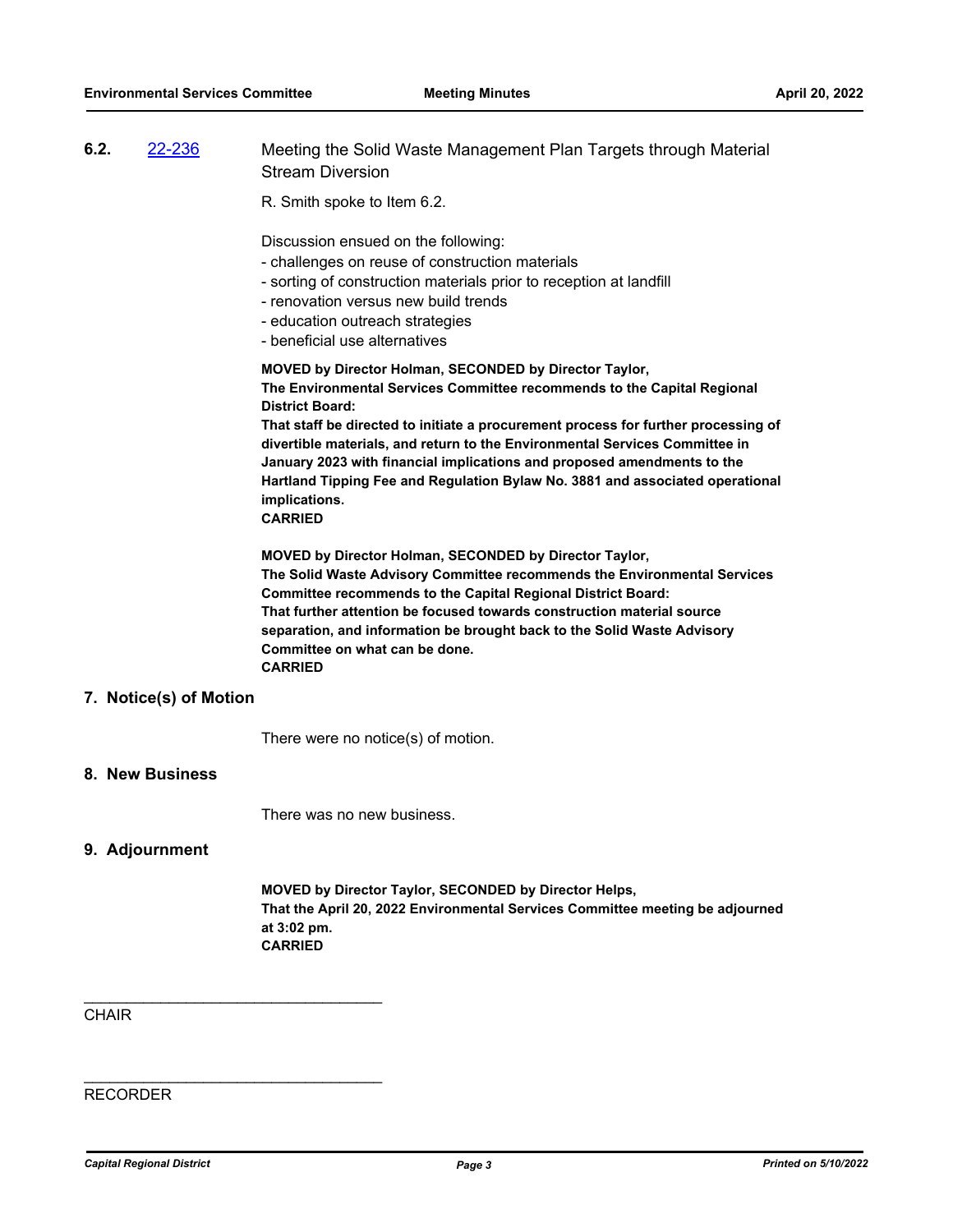**6.2.** [22-236] Meeting the Solid Waste Management Plan Targets through Material Stream Diversion

R. Smith spoke to Item 6.2.

Discussion ensued on the following:
- challenges on reuse of construction materials
- sorting of construction materials prior to reception at landfill
- renovation versus new build trends
- education outreach strategies
- beneficial use alternatives

**MOVED by Director Holman, SECONDED by Director Taylor,**
**The Environmental Services Committee recommends to the Capital Regional District Board:**
**That staff be directed to initiate a procurement process for further processing of divertible materials, and return to the Environmental Services Committee in January 2023 with financial implications and proposed amendments to the Hartland Tipping Fee and Regulation Bylaw No. 3881 and associated operational implications.**
**CARRIED**

**MOVED by Director Holman, SECONDED by Director Taylor,**
**The Solid Waste Advisory Committee recommends the Environmental Services Committee recommends to the Capital Regional District Board:**
**That further attention be focused towards construction material source separation, and information be brought back to the Solid Waste Advisory Committee on what can be done.**
**CARRIED**

## 7. Notice(s) of Motion

There were no notice(s) of motion.

## 8. New Business

There was no new business.

## 9. Adjournment

**MOVED by Director Taylor, SECONDED by Director Helps,**
**That the April 20, 2022 Environmental Services Committee meeting be adjourned at 3:02 pm.**
**CARRIED**

___________________________________
CHAIR

___________________________________
RECORDER